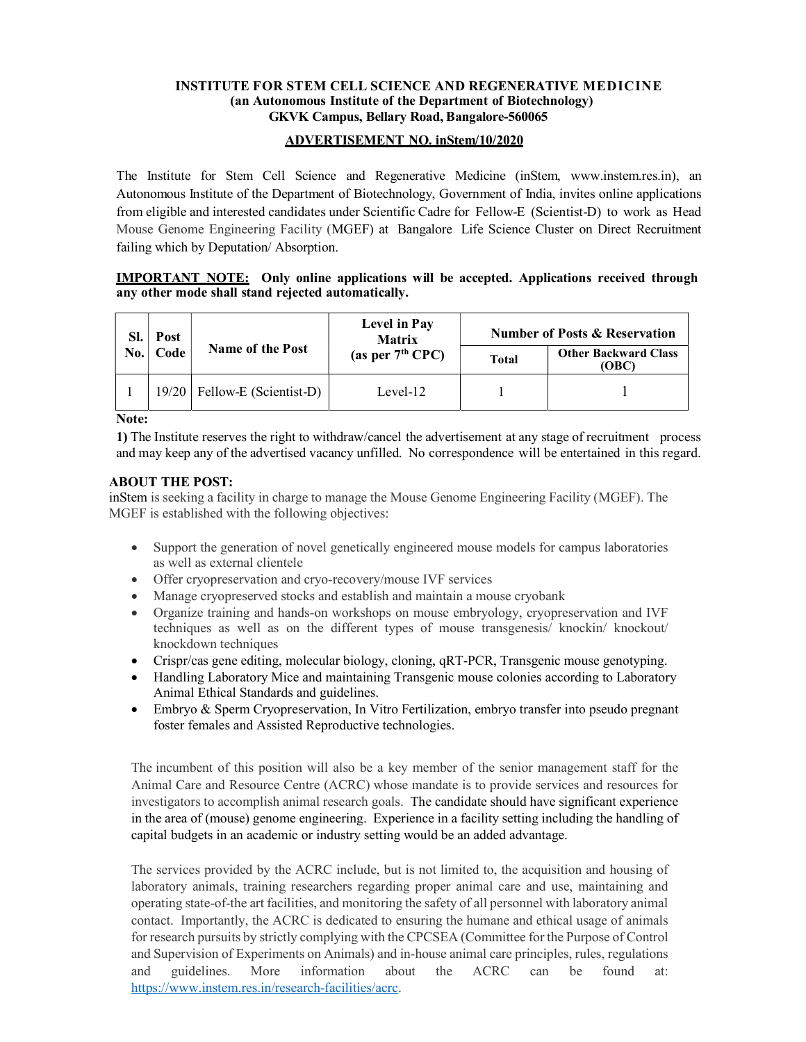**INSTITUTE FOR STEM CELL SCIENCE AND REGENERATIVE MEDICINE**
**(an Autonomous Institute of the Department of Biotechnology)**
**GKVK Campus, Bellary Road, Bangalore-560065**

**ADVERTISEMENT NO. inStem/10/2020**

The Institute for Stem Cell Science and Regenerative Medicine (inStem, www.instem.res.in), an Autonomous Institute of the Department of Biotechnology, Government of India, invites online applications from eligible and interested candidates under Scientific Cadre for Fellow-E (Scientist-D) to work as Head Mouse Genome Engineering Facility (MGEF) at Bangalore Life Science Cluster on Direct Recruitment failing which by Deputation/ Absorption.

**IMPORTANT NOTE: Only online applications will be accepted. Applications received through any other mode shall stand rejected automatically.**

| Sl. No. | Post Code | Name of the Post | Level in Pay Matrix (as per 7th CPC) | Number of Posts & Reservation | |
|---|---|---|---|---|---|
| | | | | Total | Other Backward Class (OBC) |
| 1 | 19/20 | Fellow-E (Scientist-D) | Level-12 | 1 | 1 |

**Note:**

**1)** The Institute reserves the right to withdraw/cancel the advertisement at any stage of recruitment process and may keep any of the advertised vacancy unfilled. No correspondence will be entertained in this regard.

**ABOUT THE POST:**

inStem is seeking a facility in charge to manage the Mouse Genome Engineering Facility (MGEF). The MGEF is established with the following objectives:

- Support the generation of novel genetically engineered mouse models for campus laboratories as well as external clientele
- Offer cryopreservation and cryo-recovery/mouse IVF services
- Manage cryopreserved stocks and establish and maintain a mouse cryobank
- Organize training and hands-on workshops on mouse embryology, cryopreservation and IVF techniques as well as on the different types of mouse transgenesis/ knockin/ knockout/ knockdown techniques
- Crispr/cas gene editing, molecular biology, cloning, qRT-PCR, Transgenic mouse genotyping.
- Handling Laboratory Mice and maintaining Transgenic mouse colonies according to Laboratory Animal Ethical Standards and guidelines.
- Embryo & Sperm Cryopreservation, In Vitro Fertilization, embryo transfer into pseudo pregnant foster females and Assisted Reproductive technologies.

The incumbent of this position will also be a key member of the senior management staff for the Animal Care and Resource Centre (ACRC) whose mandate is to provide services and resources for investigators to accomplish animal research goals. The candidate should have significant experience in the area of (mouse) genome engineering. Experience in a facility setting including the handling of capital budgets in an academic or industry setting would be an added advantage.

The services provided by the ACRC include, but is not limited to, the acquisition and housing of laboratory animals, training researchers regarding proper animal care and use, maintaining and operating state-of-the art facilities, and monitoring the safety of all personnel with laboratory animal contact. Importantly, the ACRC is dedicated to ensuring the humane and ethical usage of animals for research pursuits by strictly complying with the CPCSEA (Committee for the Purpose of Control and Supervision of Experiments on Animals) and in-house animal care principles, rules, regulations and guidelines. More information about the ACRC can be found at: https://www.instem.res.in/research-facilities/acrc.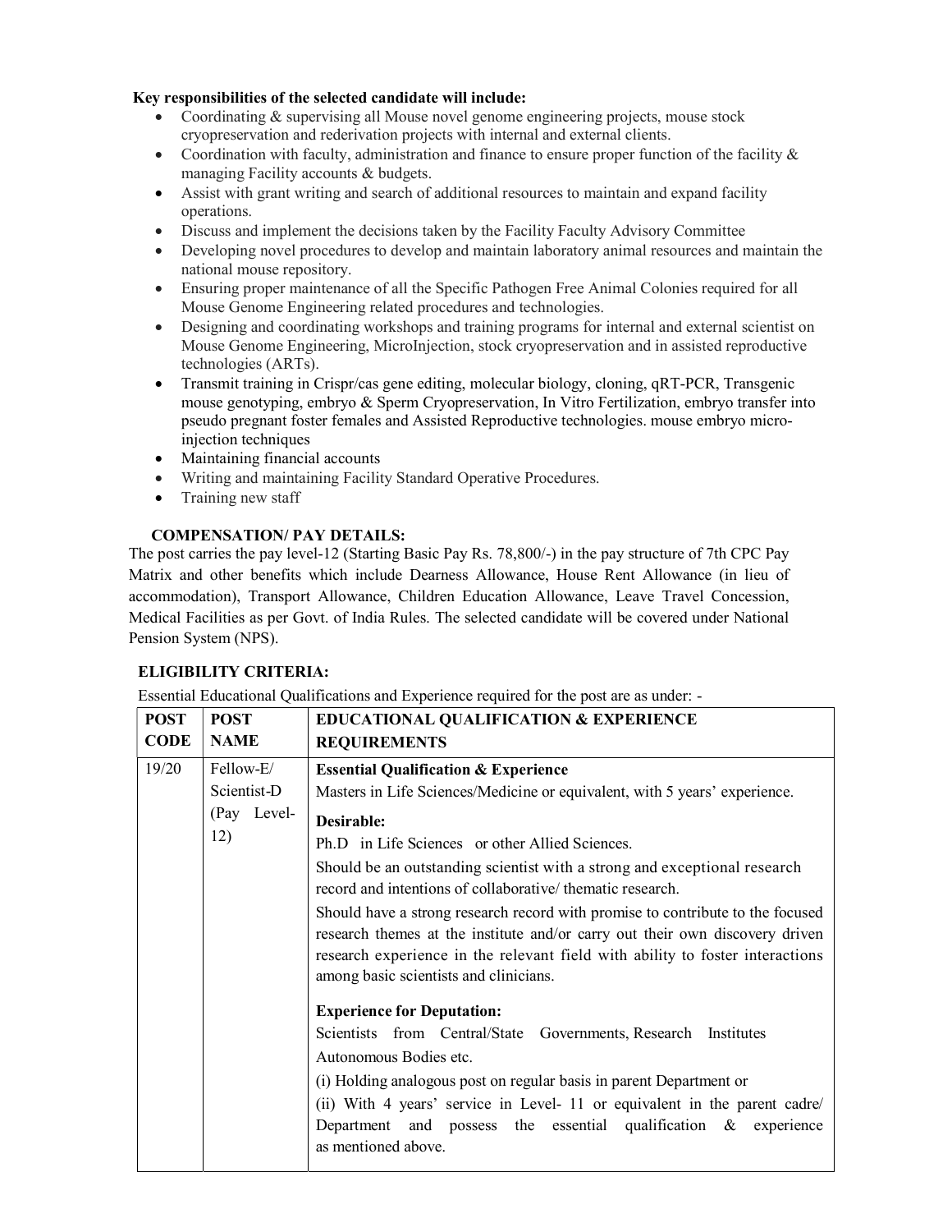**Key responsibilities of the selected candidate will include:**

- Coordinating & supervising all Mouse novel genome engineering projects, mouse stock cryopreservation and rederivation projects with internal and external clients.
- Coordination with faculty, administration and finance to ensure proper function of the facility & managing Facility accounts & budgets.
- Assist with grant writing and search of additional resources to maintain and expand facility operations.
- Discuss and implement the decisions taken by the Facility Faculty Advisory Committee
- Developing novel procedures to develop and maintain laboratory animal resources and maintain the national mouse repository.
- Ensuring proper maintenance of all the Specific Pathogen Free Animal Colonies required for all Mouse Genome Engineering related procedures and technologies.
- Designing and coordinating workshops and training programs for internal and external scientist on Mouse Genome Engineering, MicroInjection, stock cryopreservation and in assisted reproductive technologies (ARTs).
- Transmit training in Crispr/cas gene editing, molecular biology, cloning, qRT-PCR, Transgenic mouse genotyping, embryo & Sperm Cryopreservation, In Vitro Fertilization, embryo transfer into pseudo pregnant foster females and Assisted Reproductive technologies. mouse embryo micro-injection techniques
- Maintaining financial accounts
- Writing and maintaining Facility Standard Operative Procedures.
- Training new staff

**COMPENSATION/ PAY DETAILS:**

The post carries the pay level-12 (Starting Basic Pay Rs. 78,800/-) in the pay structure of 7th CPC Pay Matrix and other benefits which include Dearness Allowance, House Rent Allowance (in lieu of accommodation), Transport Allowance, Children Education Allowance, Leave Travel Concession, Medical Facilities as per Govt. of India Rules. The selected candidate will be covered under National Pension System (NPS).

**ELIGIBILITY CRITERIA:**

Essential Educational Qualifications and Experience required for the post are as under: -

| POST CODE | POST NAME | EDUCATIONAL QUALIFICATION & EXPERIENCE REQUIREMENTS |
|---|---|---|
| 19/20 | Fellow-E/ Scientist-D (Pay Level-12) | **Essential Qualification & Experience**<br>Masters in Life Sciences/Medicine or equivalent, with 5 years' experience.<br>**Desirable:**<br>Ph.D in Life Sciences or other Allied Sciences.<br>Should be an outstanding scientist with a strong and exceptional research record and intentions of collaborative/ thematic research.<br>Should have a strong research record with promise to contribute to the focused research themes at the institute and/or carry out their own discovery driven research experience in the relevant field with ability to foster interactions among basic scientists and clinicians.<br>**Experience for Deputation:**<br>Scientists from Central/State Governments, Research Institutes Autonomous Bodies etc.<br>(i) Holding analogous post on regular basis in parent Department or<br>(ii) With 4 years' service in Level- 11 or equivalent in the parent cadre/ Department and possess the essential qualification & experience as mentioned above. |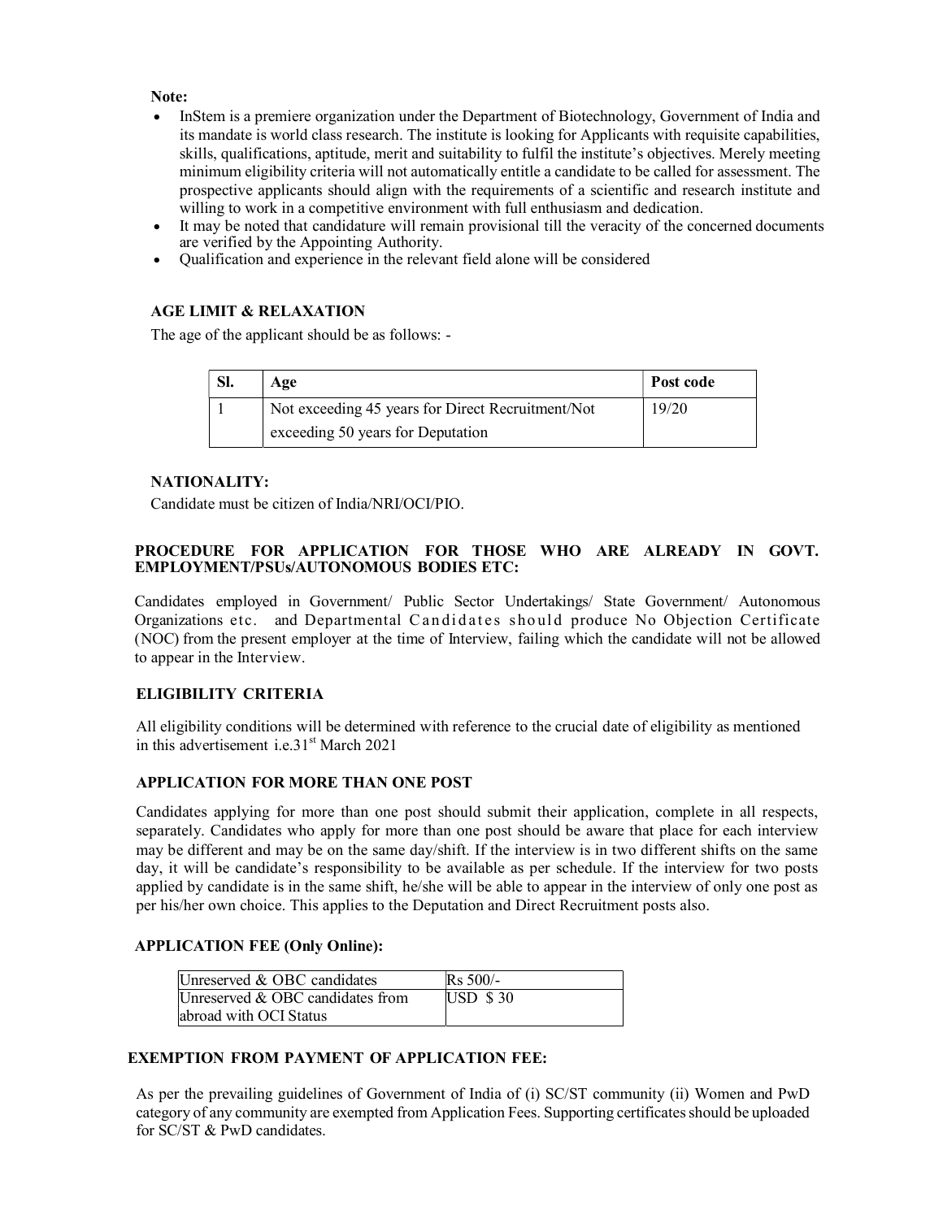**Note:**

- InStem is a premiere organization under the Department of Biotechnology, Government of India and its mandate is world class research. The institute is looking for Applicants with requisite capabilities, skills, qualifications, aptitude, merit and suitability to fulfil the institute's objectives. Merely meeting minimum eligibility criteria will not automatically entitle a candidate to be called for assessment. The prospective applicants should align with the requirements of a scientific and research institute and willing to work in a competitive environment with full enthusiasm and dedication.
- It may be noted that candidature will remain provisional till the veracity of the concerned documents are verified by the Appointing Authority.
- Qualification and experience in the relevant field alone will be considered

**AGE LIMIT & RELAXATION**

The age of the applicant should be as follows: -

| Sl. | Age | Post code |
|---|---|---|
| 1 | Not exceeding 45 years for Direct Recruitment/Not exceeding 50 years for Deputation | 19/20 |

**NATIONALITY:**

Candidate must be citizen of India/NRI/OCI/PIO.

**PROCEDURE FOR APPLICATION FOR THOSE WHO ARE ALREADY IN GOVT. EMPLOYMENT/PSUs/AUTONOMOUS BODIES ETC:**

Candidates employed in Government/ Public Sector Undertakings/ State Government/ Autonomous Organizations etc. and Departmental Candidates should produce No Objection Certificate (NOC) from the present employer at the time of Interview, failing which the candidate will not be allowed to appear in the Interview.

**ELIGIBILITY CRITERIA**

All eligibility conditions will be determined with reference to the crucial date of eligibility as mentioned in this advertisement i.e.31st March 2021

**APPLICATION FOR MORE THAN ONE POST**

Candidates applying for more than one post should submit their application, complete in all respects, separately. Candidates who apply for more than one post should be aware that place for each interview may be different and may be on the same day/shift. If the interview is in two different shifts on the same day, it will be candidate's responsibility to be available as per schedule. If the interview for two posts applied by candidate is in the same shift, he/she will be able to appear in the interview of only one post as per his/her own choice. This applies to the Deputation and Direct Recruitment posts also.

**APPLICATION FEE (Only Online):**

| Category | Fee |
|---|---|
| Unreserved & OBC candidates | Rs 500/- |
| Unreserved & OBC candidates from abroad with OCI Status | USD $ 30 |

**EXEMPTION FROM PAYMENT OF APPLICATION FEE:**

As per the prevailing guidelines of Government of India of (i) SC/ST community (ii) Women and PwD category of any community are exempted from Application Fees. Supporting certificates should be uploaded for SC/ST & PwD candidates.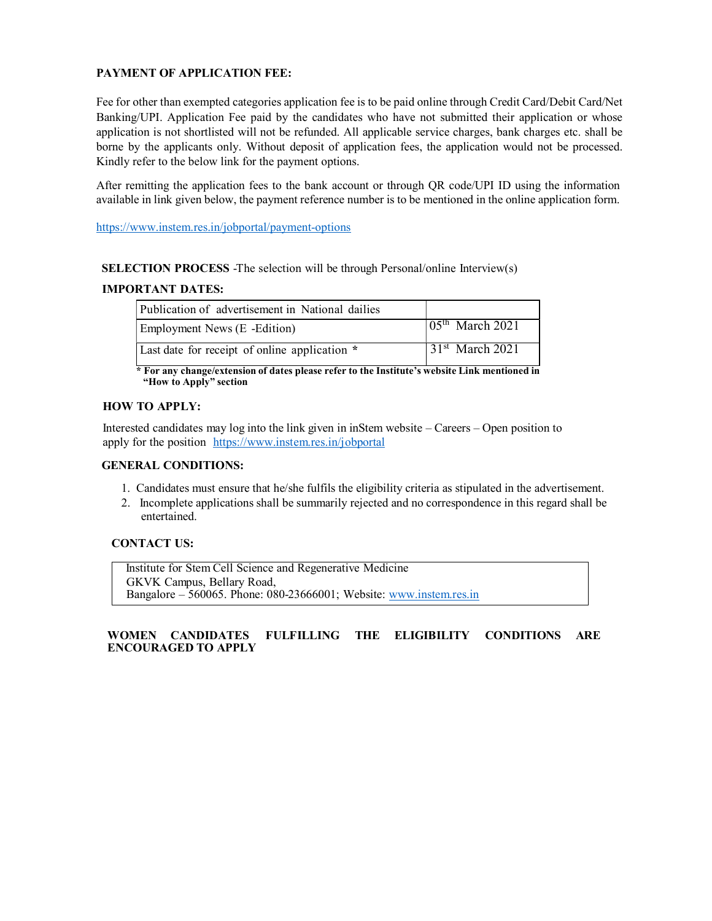**PAYMENT OF APPLICATION FEE:**

Fee for other than exempted categories application fee is to be paid online through Credit Card/Debit Card/Net Banking/UPI. Application Fee paid by the candidates who have not submitted their application or whose application is not shortlisted will not be refunded. All applicable service charges, bank charges etc. shall be borne by the applicants only. Without deposit of application fees, the application would not be processed. Kindly refer to the below link for the payment options.

After remitting the application fees to the bank account or through QR code/UPI ID using the information available in link given below, the payment reference number is to be mentioned in the online application form.

https://www.instem.res.in/jobportal/payment-options

**SELECTION PROCESS** -The selection will be through Personal/online Interview(s)

**IMPORTANT DATES:**

| | |
|---|---|
| Publication of advertisement in National dailies | |
| Employment News (E -Edition) | 05th March 2021 |
| Last date for receipt of online application * | 31st March 2021 |

**\* For any change/extension of dates please refer to the Institute's website Link mentioned in "How to Apply" section**

**HOW TO APPLY:**

Interested candidates may log into the link given in inStem website – Careers – Open position to apply for the position https://www.instem.res.in/jobportal

**GENERAL CONDITIONS:**

1. Candidates must ensure that he/she fulfils the eligibility criteria as stipulated in the advertisement.
2. Incomplete applications shall be summarily rejected and no correspondence in this regard shall be entertained.

**CONTACT US:**

Institute for Stem Cell Science and Regenerative Medicine
GKVK Campus, Bellary Road,
Bangalore – 560065. Phone: 080-23666001; Website: www.instem.res.in

**WOMEN CANDIDATES FULFILLING THE ELIGIBILITY CONDITIONS ARE ENCOURAGED TO APPLY**